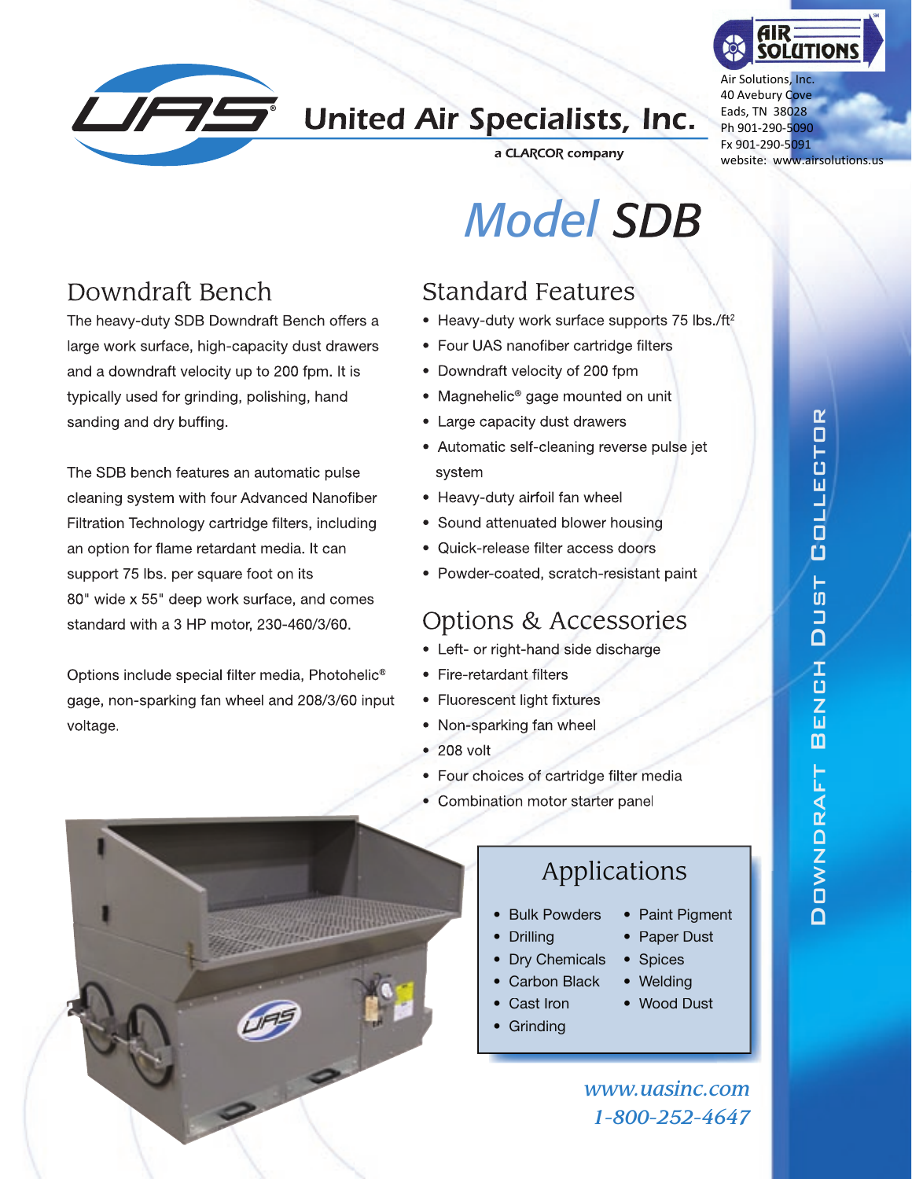# United Air Specialists, Inc.

a CLARCOR company

Air Solutions, Inc.
40 Avebury Cove
Eads, TN 38028
Ph 901-290-5090
Fx 901-290-5091
website: www.airsolutions.us

# *Model* SDB

## Downdraft Bench

The heavy-duty SDB Downdraft Bench offers a large work surface, high-capacity dust drawers and a downdraft velocity up to 200 fpm. It is typically used for grinding, polishing, hand sanding and dry buffing.

The SDB bench features an automatic pulse cleaning system with four Advanced Nanofiber Filtration Technology cartridge filters, including an option for flame retardant media. It can support 75 lbs. per square foot on its 80" wide x 55" deep work surface, and comes standard with a 3 HP motor, 230-460/3/60.

Options include special filter media, Photohelic® gage, non-sparking fan wheel and 208/3/60 input voltage.

## Standard Features

- Heavy-duty work surface supports 75 lbs./ft$^2$
- Four UAS nanofiber cartridge filters
- Downdraft velocity of 200 fpm
- Magnehelic® gage mounted on unit
- Large capacity dust drawers
- Automatic self-cleaning reverse pulse jet system
- Heavy-duty airfoil fan wheel
- Sound attenuated blower housing
- Quick-release filter access doors
- Powder-coated, scratch-resistant paint

## Options & Accessories

- Left- or right-hand side discharge
- Fire-retardant filters
- Fluorescent light fixtures
- Non-sparking fan wheel
- 208 volt
- Four choices of cartridge filter media
- Combination motor starter panel

## Applications

- Bulk Powders
- Drilling
- Dry Chemicals
- Carbon Black
- Cast Iron
- Grinding
- Paint Pigment
- Paper Dust
- Spices
- Welding
- Wood Dust

*www.uasinc.com*
*1-800-252-4647*

DOWNDRAFT BENCH DUST COLLECTOR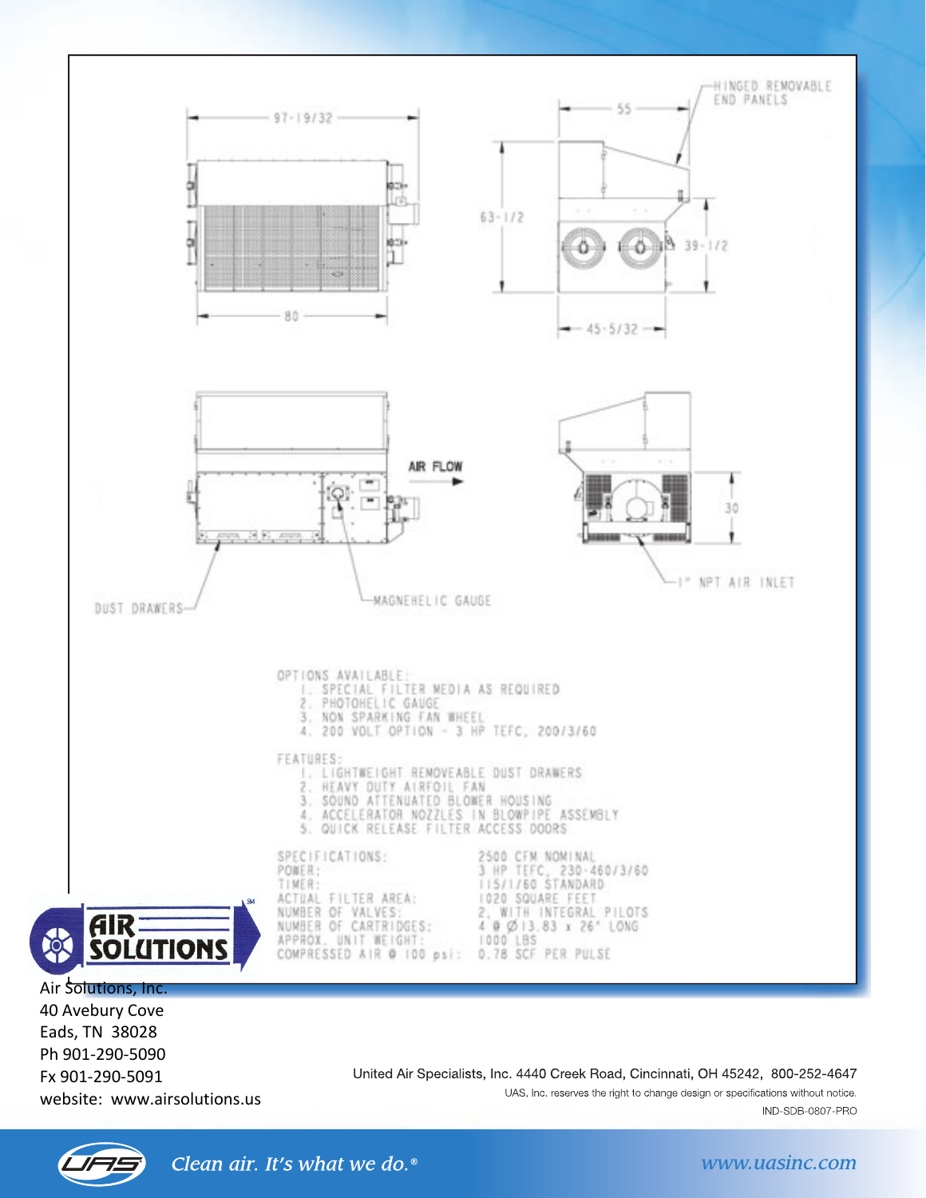97-19/32

80

55

HINGED REMOVABLE END PANELS

63-1/2

39-1/2

45-5/32

AIR FLOW

30

1" NPT AIR INLET

DUST DRAWERS

MAGNEHELIC GAUGE

OPTIONS AVAILABLE:
1. SPECIAL FILTER MEDIA AS REQUIRED
2. PHOTOHELIC GAUGE
3. NON SPARKING FAN WHEEL
4. 200 VOLT OPTION - 3 HP TEFC, 200/3/60

FEATURES:
1. LIGHTWEIGHT REMOVEABLE DUST DRAWERS
2. HEAVY DUTY AIRFOIL FAN
3. SOUND ATTENUATED BLOWER HOUSING
4. ACCELERATOR NOZZLES IN BLOWPIPE ASSEMBLY
5. QUICK RELEASE FILTER ACCESS DOORS

| | |
|---|---|
| SPECIFICATIONS: | 2500 CFM NOMINAL |
| POWER: | 3 HP TEFC, 230-460/3/60 |
| TIMER: | 115/1/60 STANDARD |
| ACTUAL FILTER AREA: | 1020 SQUARE FEET |
| NUMBER OF VALVES: | 2, WITH INTEGRAL PILOTS |
| NUMBER OF CARTRIDGES: | 4 @ Ø 13.83 x 26" LONG |
| APPROX. UNIT WEIGHT: | 1000 LBS |
| COMPRESSED AIR @ 100 psi: | 0.78 SCF PER PULSE |

AIR SOLUTIONS

Air Solutions, Inc.
40 Avebury Cove
Eads, TN 38028
Ph 901-290-5090
Fx 901-290-5091
website: www.airsolutions.us

United Air Specialists, Inc. 4440 Creek Road, Cincinnati, OH 45242, 800-252-4647

UAS, Inc. reserves the right to change design or specifications without notice.

IND-SDB-0807-PRO

*Clean air. It's what we do.®*

*www.uasinc.com*